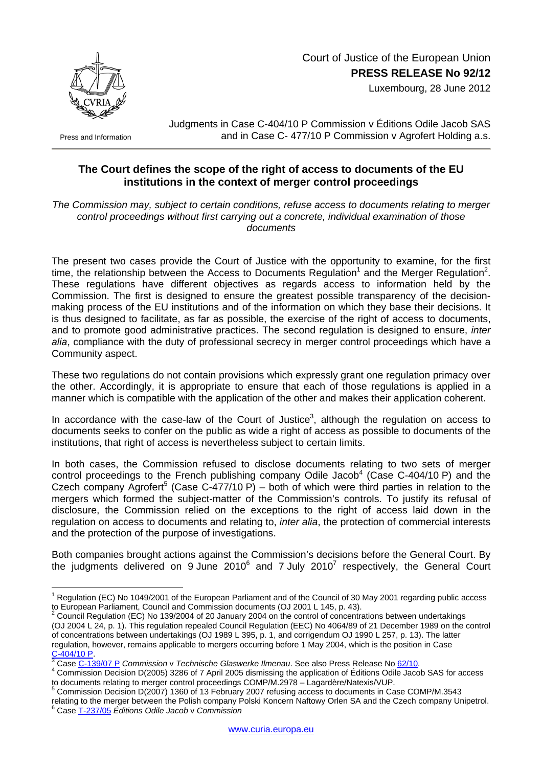Court of Justice of the European Union

**PRESS RELEASE No 92/12**

Luxembourg, 28 June 2012

Press and Information

Judgments in Case C-404/10 P Commission v Éditions Odile Jacob SAS and in Case C- 477/10 P Commission v Agrofert Holding a.s.

## The Court defines the scope of the right of access to documents of the EU institutions in the context of merger control proceedings

*The Commission may, subject to certain conditions, refuse access to documents relating to merger control proceedings without first carrying out a concrete, individual examination of those documents*

The present two cases provide the Court of Justice with the opportunity to examine, for the first time, the relationship between the Access to Documents Regulation[1] and the Merger Regulation[2]. These regulations have different objectives as regards access to information held by the Commission. The first is designed to ensure the greatest possible transparency of the decision-making process of the EU institutions and of the information on which they base their decisions. It is thus designed to facilitate, as far as possible, the exercise of the right of access to documents, and to promote good administrative practices. The second regulation is designed to ensure, *inter alia*, compliance with the duty of professional secrecy in merger control proceedings which have a Community aspect.

These two regulations do not contain provisions which expressly grant one regulation primacy over the other. Accordingly, it is appropriate to ensure that each of those regulations is applied in a manner which is compatible with the application of the other and makes their application coherent.

In accordance with the case-law of the Court of Justice[3], although the regulation on access to documents seeks to confer on the public as wide a right of access as possible to documents of the institutions, that right of access is nevertheless subject to certain limits.

In both cases, the Commission refused to disclose documents relating to two sets of merger control proceedings to the French publishing company Odile Jacob[4] (Case C-404/10 P) and the Czech company Agrofert[5] (Case C-477/10 P) – both of which were third parties in relation to the mergers which formed the subject-matter of the Commission's controls. To justify its refusal of disclosure, the Commission relied on the exceptions to the right of access laid down in the regulation on access to documents and relating to, *inter alia*, the protection of commercial interests and the protection of the purpose of investigations.

Both companies brought actions against the Commission's decisions before the General Court. By the judgments delivered on 9 June 2010[6] and 7 July 2010[7] respectively, the General Court

---

[1] Regulation (EC) No 1049/2001 of the European Parliament and of the Council of 30 May 2001 regarding public access to European Parliament, Council and Commission documents (OJ 2001 L 145, p. 43).

[2] Council Regulation (EC) No 139/2004 of 20 January 2004 on the control of concentrations between undertakings (OJ 2004 L 24, p. 1). This regulation repealed Council Regulation (EEC) No 4064/89 of 21 December 1989 on the control of concentrations between undertakings (OJ 1989 L 395, p. 1, and corrigendum OJ 1990 L 257, p. 13). The latter regulation, however, remains applicable to mergers occurring before 1 May 2004, which is the position in Case C-404/10 P.

[3] Case C-139/07 P *Commission* v *Technische Glaswerke Ilmenau*. See also Press Release No 62/10.

[4] Commission Decision D(2005) 3286 of 7 April 2005 dismissing the application of Éditions Odile Jacob SAS for access to documents relating to merger control proceedings COMP/M.2978 – Lagardère/Natexis/VUP.

[5] Commission Decision D(2007) 1360 of 13 February 2007 refusing access to documents in Case COMP/M.3543 relating to the merger between the Polish company Polski Koncern Naftowy Orlen SA and the Czech company Unipetrol.

[6] Case T-237/05 *Éditions Odile Jacob* v *Commission*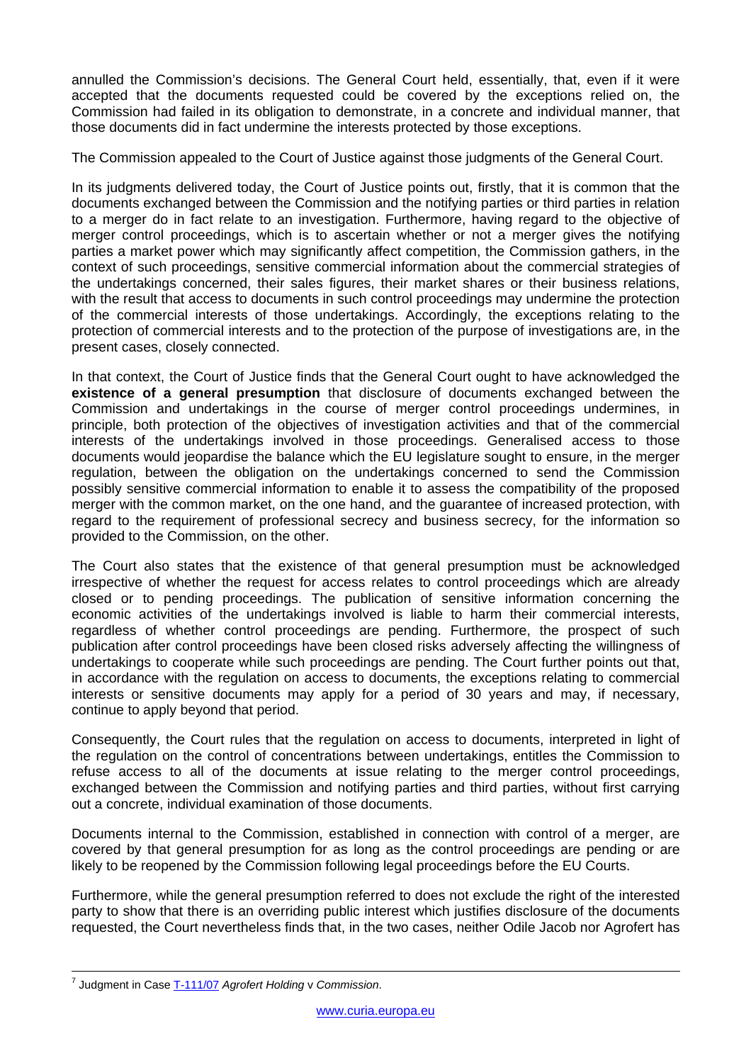annulled the Commission's decisions. The General Court held, essentially, that, even if it were accepted that the documents requested could be covered by the exceptions relied on, the Commission had failed in its obligation to demonstrate, in a concrete and individual manner, that those documents did in fact undermine the interests protected by those exceptions.

The Commission appealed to the Court of Justice against those judgments of the General Court.

In its judgments delivered today, the Court of Justice points out, firstly, that it is common that the documents exchanged between the Commission and the notifying parties or third parties in relation to a merger do in fact relate to an investigation. Furthermore, having regard to the objective of merger control proceedings, which is to ascertain whether or not a merger gives the notifying parties a market power which may significantly affect competition, the Commission gathers, in the context of such proceedings, sensitive commercial information about the commercial strategies of the undertakings concerned, their sales figures, their market shares or their business relations, with the result that access to documents in such control proceedings may undermine the protection of the commercial interests of those undertakings. Accordingly, the exceptions relating to the protection of commercial interests and to the protection of the purpose of investigations are, in the present cases, closely connected.

In that context, the Court of Justice finds that the General Court ought to have acknowledged the **existence of a general presumption** that disclosure of documents exchanged between the Commission and undertakings in the course of merger control proceedings undermines, in principle, both protection of the objectives of investigation activities and that of the commercial interests of the undertakings involved in those proceedings. Generalised access to those documents would jeopardise the balance which the EU legislature sought to ensure, in the merger regulation, between the obligation on the undertakings concerned to send the Commission possibly sensitive commercial information to enable it to assess the compatibility of the proposed merger with the common market, on the one hand, and the guarantee of increased protection, with regard to the requirement of professional secrecy and business secrecy, for the information so provided to the Commission, on the other.

The Court also states that the existence of that general presumption must be acknowledged irrespective of whether the request for access relates to control proceedings which are already closed or to pending proceedings. The publication of sensitive information concerning the economic activities of the undertakings involved is liable to harm their commercial interests, regardless of whether control proceedings are pending. Furthermore, the prospect of such publication after control proceedings have been closed risks adversely affecting the willingness of undertakings to cooperate while such proceedings are pending. The Court further points out that, in accordance with the regulation on access to documents, the exceptions relating to commercial interests or sensitive documents may apply for a period of 30 years and may, if necessary, continue to apply beyond that period.

Consequently, the Court rules that the regulation on access to documents, interpreted in light of the regulation on the control of concentrations between undertakings, entitles the Commission to refuse access to all of the documents at issue relating to the merger control proceedings, exchanged between the Commission and notifying parties and third parties, without first carrying out a concrete, individual examination of those documents.

Documents internal to the Commission, established in connection with control of a merger, are covered by that general presumption for as long as the control proceedings are pending or are likely to be reopened by the Commission following legal proceedings before the EU Courts.

Furthermore, while the general presumption referred to does not exclude the right of the interested party to show that there is an overriding public interest which justifies disclosure of the documents requested, the Court nevertheless finds that, in the two cases, neither Odile Jacob nor Agrofert has

---

[7] Judgment in Case T-111/07 *Agrofert Holding* v *Commission*.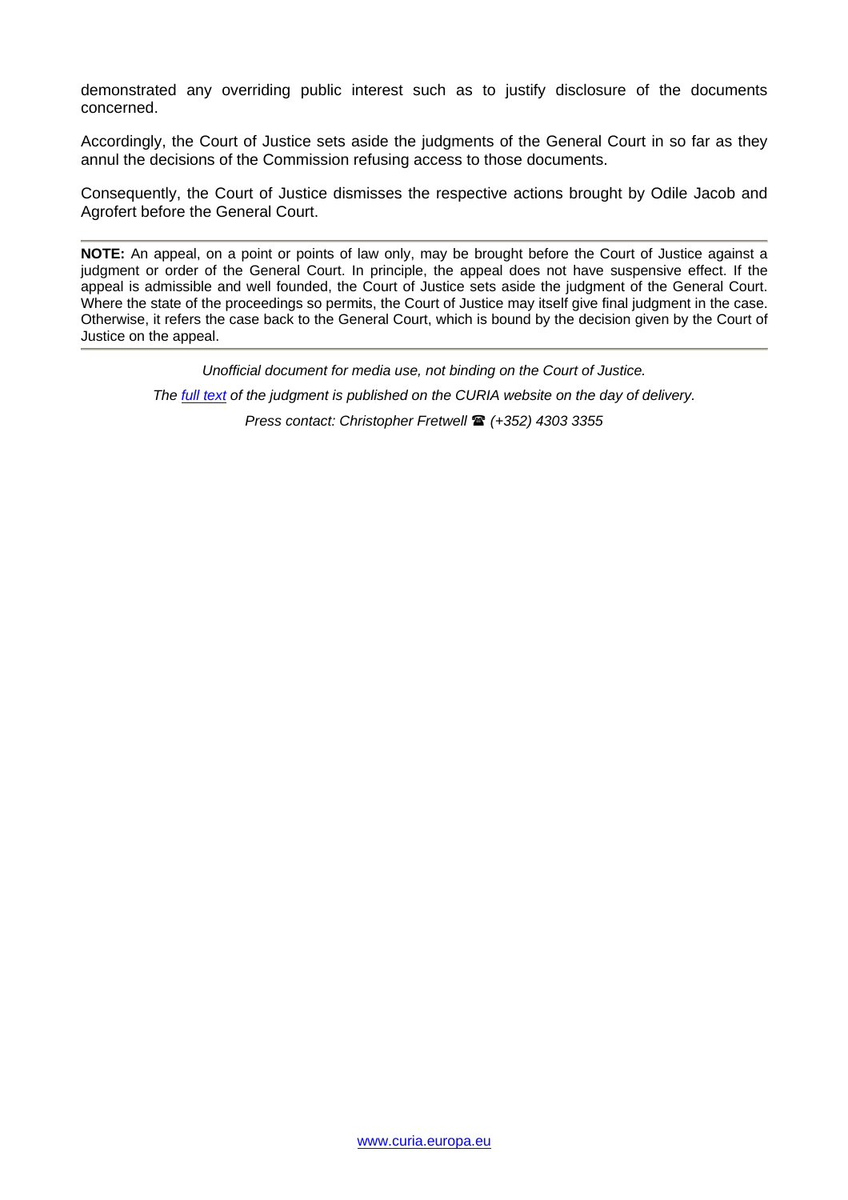demonstrated any overriding public interest such as to justify disclosure of the documents concerned.

Accordingly, the Court of Justice sets aside the judgments of the General Court in so far as they annul the decisions of the Commission refusing access to those documents.

Consequently, the Court of Justice dismisses the respective actions brought by Odile Jacob and Agrofert before the General Court.

---

**NOTE:** An appeal, on a point or points of law only, may be brought before the Court of Justice against a judgment or order of the General Court. In principle, the appeal does not have suspensive effect. If the appeal is admissible and well founded, the Court of Justice sets aside the judgment of the General Court. Where the state of the proceedings so permits, the Court of Justice may itself give final judgment in the case. Otherwise, it refers the case back to the General Court, which is bound by the decision given by the Court of Justice on the appeal.

---

*Unofficial document for media use, not binding on the Court of Justice.*

*The full text of the judgment is published on the CURIA website on the day of delivery.*

*Press contact: Christopher Fretwell ☎ (+352) 4303 3355*

www.curia.europa.eu